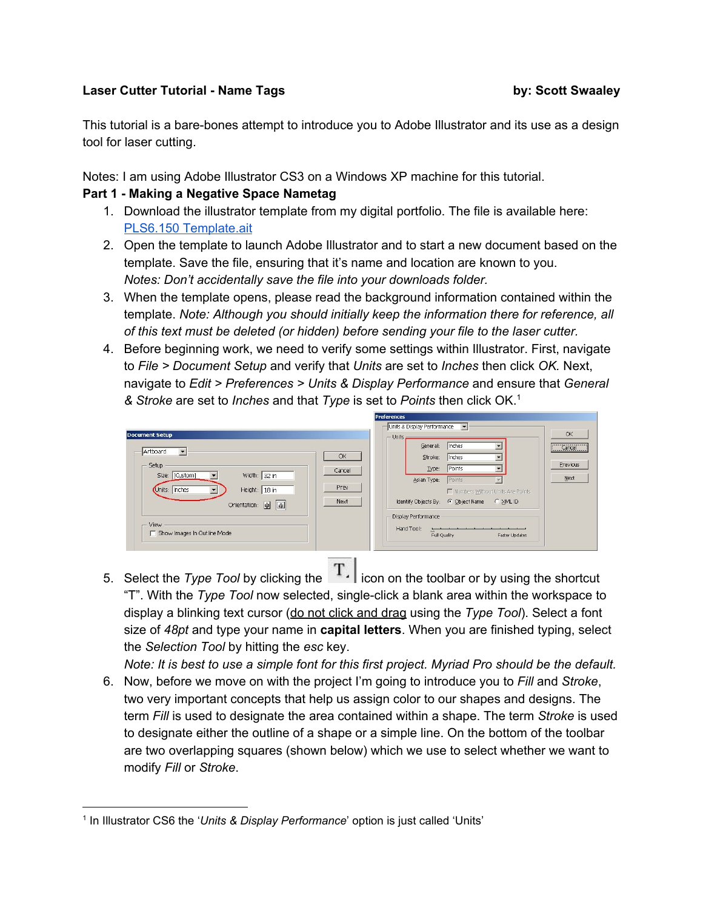**Laser Cutter Tutorial - Name Tags** **by: Scott Swaaley**

This tutorial is a bare-bones attempt to introduce you to Adobe Illustrator and its use as a design tool for laser cutting.

Notes: I am using Adobe Illustrator CS3 on a Windows XP machine for this tutorial.

**Part 1 - Making a Negative Space Nametag**

1. Download the illustrator template from my digital portfolio. The file is available here: [PLS6.150 Template.ait]()
2. Open the template to launch Adobe Illustrator and to start a new document based on the template. Save the file, ensuring that it's name and location are known to you. *Notes: Don't accidentally save the file into your downloads folder.*
3. When the template opens, please read the background information contained within the template. *Note: Although you should initially keep the information there for reference, all of this text must be deleted (or hidden) before sending your file to the laser cutter.*
4. Before beginning work, we need to verify some settings within Illustrator. First, navigate to *File* > *Document Setup* and verify that *Units* are set to *Inches* then click *OK*. Next, navigate to *Edit* > *Preferences* > *Units & Display Performance* and ensure that *General & Stroke* are set to *Inches* and that *Type* is set to *Points* then click OK.[1]
5. Select the *Type Tool* by clicking the T icon on the toolbar or by using the shortcut "T". With the *Type Tool* now selected, single-click a blank area within the workspace to display a blinking text cursor (do not click and drag using the *Type Tool*). Select a font size of *48pt* and type your name in **capital letters**. When you are finished typing, select the *Selection Tool* by hitting the *esc* key. *Note: It is best to use a simple font for this first project. Myriad Pro should be the default.*
6. Now, before we move on with the project I'm going to introduce you to *Fill* and *Stroke*, two very important concepts that help us assign color to our shapes and designs. The term *Fill* is used to designate the area contained within a shape. The term *Stroke* is used to designate either the outline of a shape or a simple line. On the bottom of the toolbar are two overlapping squares (shown below) which we use to select whether we want to modify *Fill* or *Stroke*.

[1] In Illustrator CS6 the '*Units & Display Performance*' option is just called 'Units'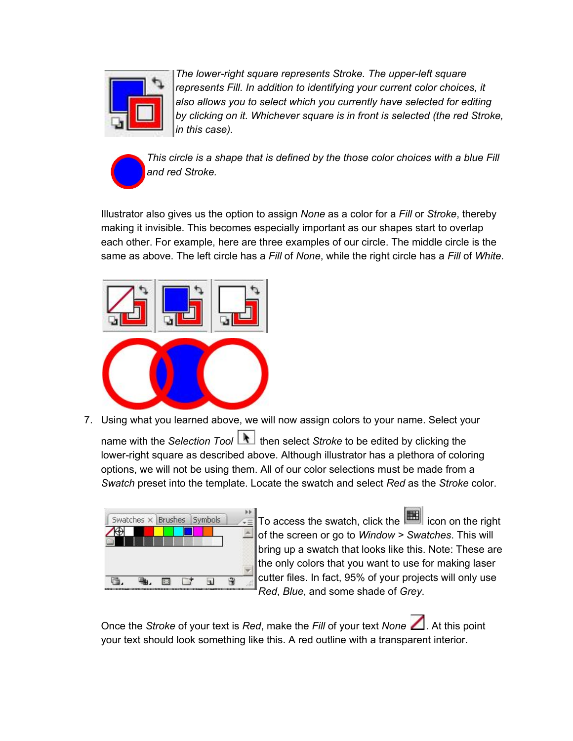*The lower-right square represents Stroke. The upper-left square represents Fill. In addition to identifying your current color choices, it also allows you to select which you currently have selected for editing by clicking on it. Whichever square is in front is selected (the red Stroke, in this case).*

*This circle is a shape that is defined by the those color choices with a blue Fill and red Stroke.*

Illustrator also gives us the option to assign *None* as a color for a *Fill* or *Stroke*, thereby making it invisible. This becomes especially important as our shapes start to overlap each other. For example, here are three examples of our circle. The middle circle is the same as above. The left circle has a *Fill* of *None*, while the right circle has a *Fill* of *White*.

7. Using what you learned above, we will now assign colors to your name. Select your name with the *Selection Tool* then select *Stroke* to be edited by clicking the lower-right square as described above. Although illustrator has a plethora of coloring options, we will not be using them. All of our color selections must be made from a *Swatch* preset into the template. Locate the swatch and select *Red* as the *Stroke* color.

To access the swatch, click the icon on the right of the screen or go to *Window* > *Swatches*. This will bring up a swatch that looks like this. Note: These are the only colors that you want to use for making laser cutter files. In fact, 95% of your projects will only use *Red*, *Blue*, and some shade of *Grey*.

Once the *Stroke* of your text is *Red*, make the *Fill* of your text *None*. At this point your text should look something like this. A red outline with a transparent interior.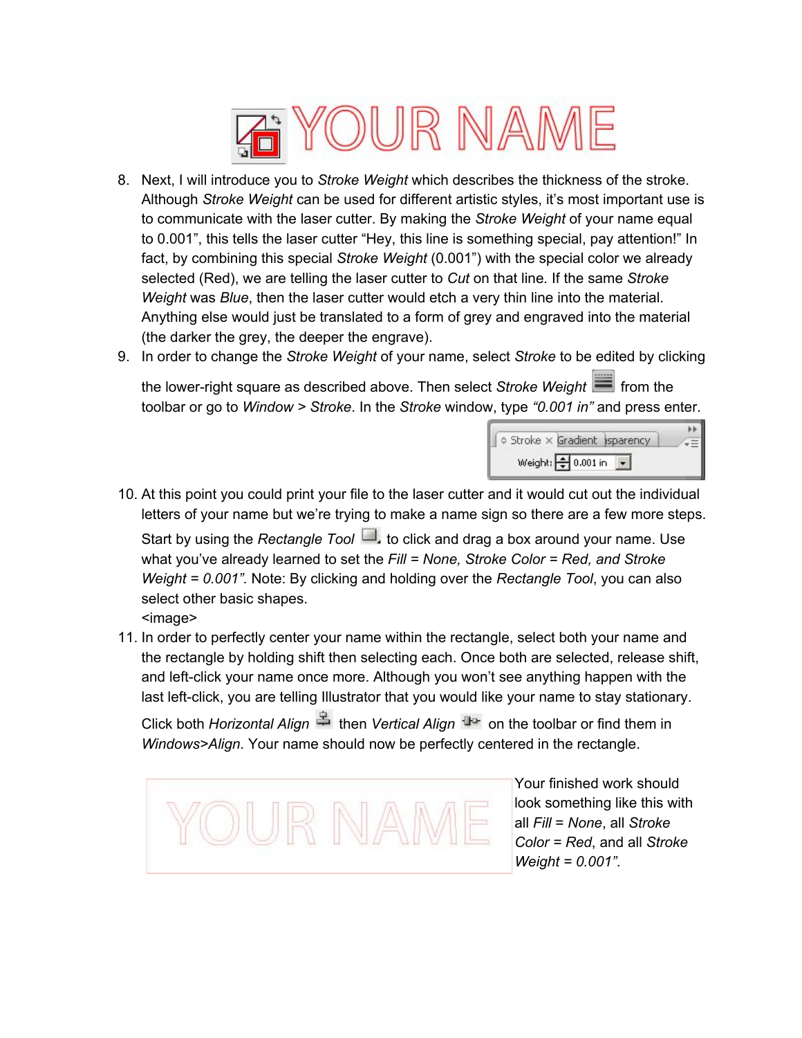8. Next, I will introduce you to *Stroke Weight* which describes the thickness of the stroke. Although *Stroke Weight* can be used for different artistic styles, it's most important use is to communicate with the laser cutter. By making the *Stroke Weight* of your name equal to 0.001", this tells the laser cutter "Hey, this line is something special, pay attention!" In fact, by combining this special *Stroke Weight* (0.001") with the special color we already selected (Red), we are telling the laser cutter to *Cut* on that line. If the same *Stroke Weight* was *Blue*, then the laser cutter would etch a very thin line into the material. Anything else would just be translated to a form of grey and engraved into the material (the darker the grey, the deeper the engrave).
9. In order to change the *Stroke Weight* of your name, select *Stroke* to be edited by clicking the lower-right square as described above. Then select *Stroke Weight* from the toolbar or go to *Window* > *Stroke*. In the *Stroke* window, type *"0.001 in"* and press enter.
10. At this point you could print your file to the laser cutter and it would cut out the individual letters of your name but we're trying to make a name sign so there are a few more steps. Start by using the *Rectangle Tool* to click and drag a box around your name. Use what you've already learned to set the *Fill = None, Stroke Color = Red, and Stroke Weight = 0.001".* Note: By clicking and holding over the *Rectangle Tool*, you can also select other basic shapes.
    <image>
11. In order to perfectly center your name within the rectangle, select both your name and the rectangle by holding shift then selecting each. Once both are selected, release shift, and left-click your name once more. Although you won't see anything happen with the last left-click, you are telling Illustrator that you would like your name to stay stationary. Click both *Horizontal Align* then *Vertical Align* on the toolbar or find them in *Windows>Align*. Your name should now be perfectly centered in the rectangle.

Your finished work should look something like this with all *Fill = None*, all *Stroke Color = Red*, and all *Stroke Weight = 0.001".*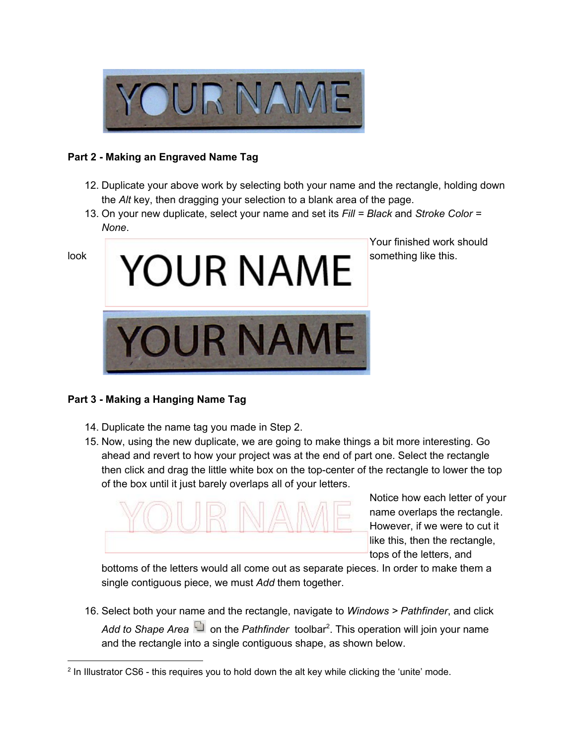## Part 2 - Making an Engraved Name Tag

12. Duplicate your above work by selecting both your name and the rectangle, holding down the *Alt* key, then dragging your selection to a blank area of the page.
13. On your new duplicate, select your name and set its *Fill = Black* and *Stroke Color = None*.

Your finished work should look something like this.

## Part 3 - Making a Hanging Name Tag

14. Duplicate the name tag you made in Step 2.
15. Now, using the new duplicate, we are going to make things a bit more interesting. Go ahead and revert to how your project was at the end of part one. Select the rectangle then click and drag the little white box on the top-center of the rectangle to lower the top of the box until it just barely overlaps all of your letters.

    Notice how each letter of your name overlaps the rectangle. However, if we were to cut it like this, then the rectangle, tops of the letters, and bottoms of the letters would all come out as separate pieces. In order to make them a single contiguous piece, we must *Add* them together.

16. Select both your name and the rectangle, navigate to *Windows > Pathfinder*, and click *Add to Shape Area* on the *Pathfinder* toolbar[2]. This operation will join your name and the rectangle into a single contiguous shape, as shown below.

---

[2] In Illustrator CS6 - this requires you to hold down the alt key while clicking the 'unite' mode.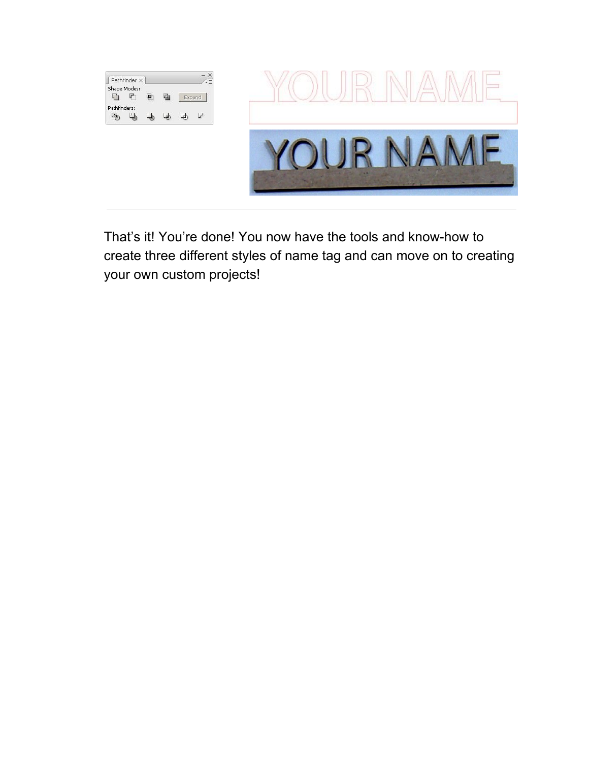That's it! You're done! You now have the tools and know-how to create three different styles of name tag and can move on to creating your own custom projects!